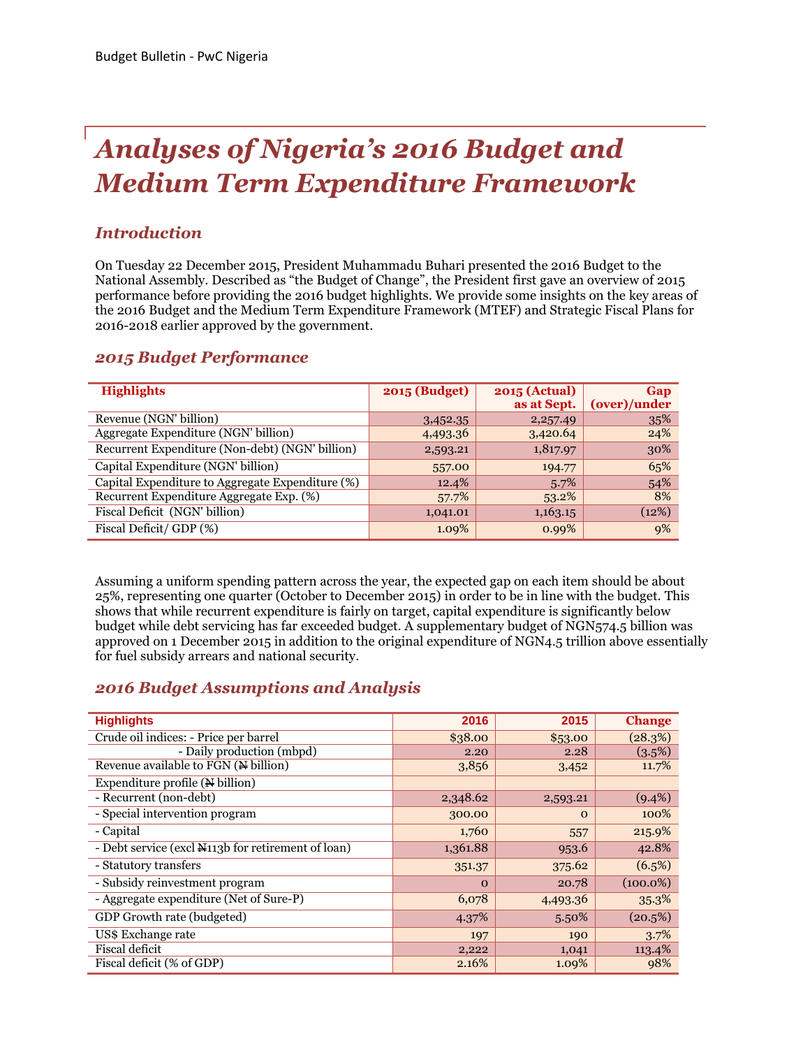# Analyses of Nigeria's 2016 Budget and Medium Term Expenditure Framework

## Introduction

On Tuesday 22 December 2015, President Muhammadu Buhari presented the 2016 Budget to the National Assembly. Described as "the Budget of Change", the President first gave an overview of 2015 performance before providing the 2016 budget highlights. We provide some insights on the key areas of the 2016 Budget and the Medium Term Expenditure Framework (MTEF) and Strategic Fiscal Plans for 2016-2018 earlier approved by the government.

## 2015 Budget Performance

| Highlights | 2015 (Budget) | 2015 (Actual) as at Sept. | Gap (over)/under |
|---|---|---|---|
| Revenue (NGN' billion) | 3,452.35 | 2,257.49 | 35% |
| Aggregate Expenditure (NGN' billion) | 4,493.36 | 3,420.64 | 24% |
| Recurrent Expenditure (Non-debt) (NGN' billion) | 2,593.21 | 1,817.97 | 30% |
| Capital Expenditure (NGN' billion) | 557.00 | 194.77 | 65% |
| Capital Expenditure to Aggregate Expenditure (%) | 12.4% | 5.7% | 54% |
| Recurrent Expenditure Aggregate Exp. (%) | 57.7% | 53.2% | 8% |
| Fiscal Deficit (NGN' billion) | 1,041.01 | 1,163.15 | (12%) |
| Fiscal Deficit/ GDP (%) | 1.09% | 0.99% | 9% |

Assuming a uniform spending pattern across the year, the expected gap on each item should be about 25%, representing one quarter (October to December 2015) in order to be in line with the budget. This shows that while recurrent expenditure is fairly on target, capital expenditure is significantly below budget while debt servicing has far exceeded budget. A supplementary budget of NGN574.5 billion was approved on 1 December 2015 in addition to the original expenditure of NGN4.5 trillion above essentially for fuel subsidy arrears and national security.

## 2016 Budget Assumptions and Analysis

| Highlights | 2016 | 2015 | Change |
|---|---|---|---|
| Crude oil indices: - Price per barrel | $38.00 | $53.00 | (28.3%) |
| - Daily production (mbpd) | 2.20 | 2.28 | (3.5%) |
| Revenue available to FGN (₦ billion) | 3,856 | 3,452 | 11.7% |
| Expenditure profile (₦ billion) | | | |
| - Recurrent (non-debt) | 2,348.62 | 2,593.21 | (9.4%) |
| - Special intervention program | 300.00 | 0 | 100% |
| - Capital | 1,760 | 557 | 215.9% |
| - Debt service (excl ₦113b for retirement of loan) | 1,361.88 | 953.6 | 42.8% |
| - Statutory transfers | 351.37 | 375.62 | (6.5%) |
| - Subsidy reinvestment program | 0 | 20.78 | (100.0%) |
| - Aggregate expenditure (Net of Sure-P) | 6,078 | 4,493.36 | 35.3% |
| GDP Growth rate (budgeted) | 4.37% | 5.50% | (20.5%) |
| US$ Exchange rate | 197 | 190 | 3.7% |
| Fiscal deficit | 2,222 | 1,041 | 113.4% |
| Fiscal deficit (% of GDP) | 2.16% | 1.09% | 98% |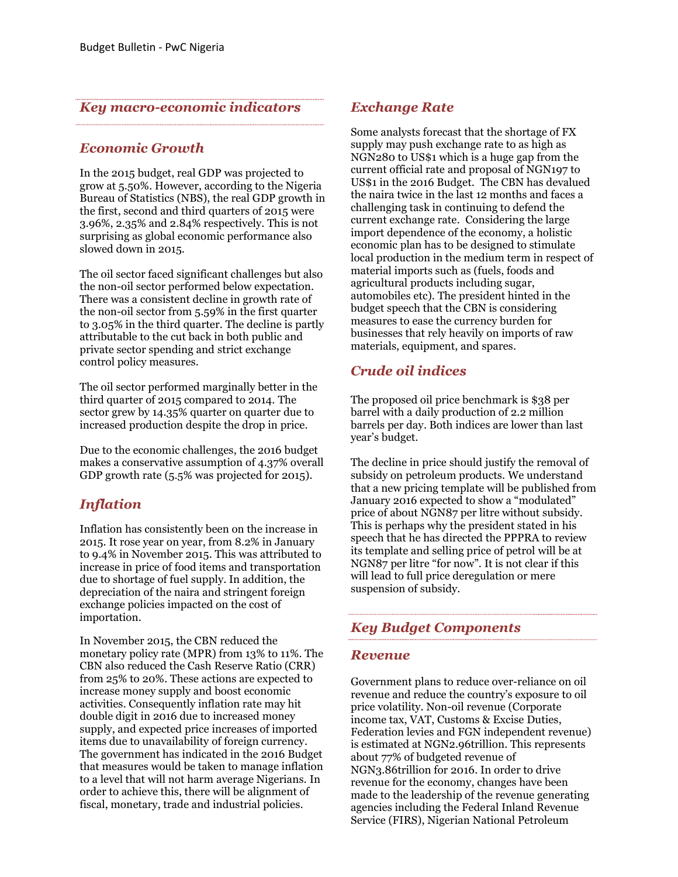## Key macro-economic indicators

### Economic Growth

In the 2015 budget, real GDP was projected to grow at 5.50%. However, according to the Nigeria Bureau of Statistics (NBS), the real GDP growth in the first, second and third quarters of 2015 were 3.96%, 2.35% and 2.84% respectively. This is not surprising as global economic performance also slowed down in 2015.

The oil sector faced significant challenges but also the non-oil sector performed below expectation. There was a consistent decline in growth rate of the non-oil sector from 5.59% in the first quarter to 3.05% in the third quarter. The decline is partly attributable to the cut back in both public and private sector spending and strict exchange control policy measures.

The oil sector performed marginally better in the third quarter of 2015 compared to 2014. The sector grew by 14.35% quarter on quarter due to increased production despite the drop in price.

Due to the economic challenges, the 2016 budget makes a conservative assumption of 4.37% overall GDP growth rate (5.5% was projected for 2015).

### Inflation

Inflation has consistently been on the increase in 2015. It rose year on year, from 8.2% in January to 9.4% in November 2015. This was attributed to increase in price of food items and transportation due to shortage of fuel supply. In addition, the depreciation of the naira and stringent foreign exchange policies impacted on the cost of importation.

In November 2015, the CBN reduced the monetary policy rate (MPR) from 13% to 11%. The CBN also reduced the Cash Reserve Ratio (CRR) from 25% to 20%. These actions are expected to increase money supply and boost economic activities. Consequently inflation rate may hit double digit in 2016 due to increased money supply, and expected price increases of imported items due to unavailability of foreign currency. The government has indicated in the 2016 Budget that measures would be taken to manage inflation to a level that will not harm average Nigerians. In order to achieve this, there will be alignment of fiscal, monetary, trade and industrial policies.

### Exchange Rate

Some analysts forecast that the shortage of FX supply may push exchange rate to as high as NGN280 to US$1 which is a huge gap from the current official rate and proposal of NGN197 to US$1 in the 2016 Budget. The CBN has devalued the naira twice in the last 12 months and faces a challenging task in continuing to defend the current exchange rate. Considering the large import dependence of the economy, a holistic economic plan has to be designed to stimulate local production in the medium term in respect of material imports such as (fuels, foods and agricultural products including sugar, automobiles etc). The president hinted in the budget speech that the CBN is considering measures to ease the currency burden for businesses that rely heavily on imports of raw materials, equipment, and spares.

### Crude oil indices

The proposed oil price benchmark is $38 per barrel with a daily production of 2.2 million barrels per day. Both indices are lower than last year's budget.

The decline in price should justify the removal of subsidy on petroleum products. We understand that a new pricing template will be published from January 2016 expected to show a "modulated" price of about NGN87 per litre without subsidy. This is perhaps why the president stated in his speech that he has directed the PPPRA to review its template and selling price of petrol will be at NGN87 per litre "for now". It is not clear if this will lead to full price deregulation or mere suspension of subsidy.

## Key Budget Components

### Revenue

Government plans to reduce over-reliance on oil revenue and reduce the country's exposure to oil price volatility. Non-oil revenue (Corporate income tax, VAT, Customs & Excise Duties, Federation levies and FGN independent revenue) is estimated at NGN2.96trillion. This represents about 77% of budgeted revenue of NGN3.86trillion for 2016. In order to drive revenue for the economy, changes have been made to the leadership of the revenue generating agencies including the Federal Inland Revenue Service (FIRS), Nigerian National Petroleum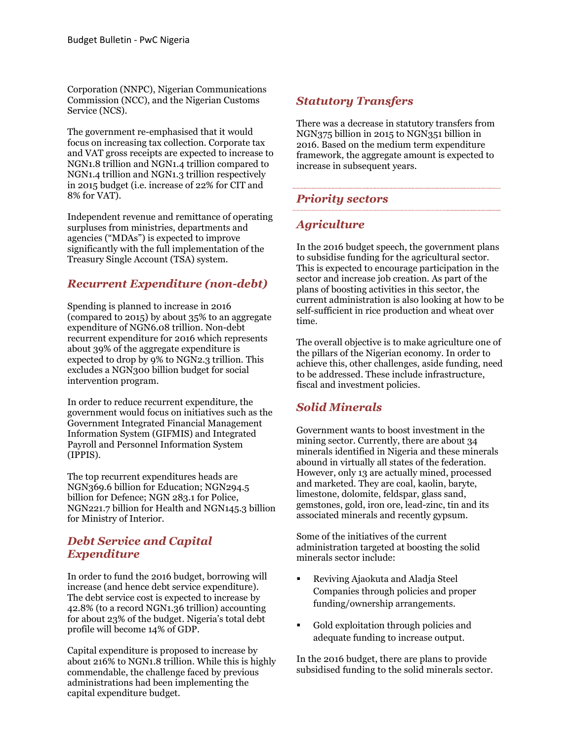Corporation (NNPC), Nigerian Communications Commission (NCC), and the Nigerian Customs Service (NCS).

The government re-emphasised that it would focus on increasing tax collection. Corporate tax and VAT gross receipts are expected to increase to NGN1.8 trillion and NGN1.4 trillion compared to NGN1.4 trillion and NGN1.3 trillion respectively in 2015 budget (i.e. increase of 22% for CIT and 8% for VAT).

Independent revenue and remittance of operating surpluses from ministries, departments and agencies ("MDAs") is expected to improve significantly with the full implementation of the Treasury Single Account (TSA) system.

## *Recurrent Expenditure (non-debt)*

Spending is planned to increase in 2016 (compared to 2015) by about 35% to an aggregate expenditure of NGN6.08 trillion. Non-debt recurrent expenditure for 2016 which represents about 39% of the aggregate expenditure is expected to drop by 9% to NGN2.3 trillion. This excludes a NGN300 billion budget for social intervention program.

In order to reduce recurrent expenditure, the government would focus on initiatives such as the Government Integrated Financial Management Information System (GIFMIS) and Integrated Payroll and Personnel Information System (IPPIS).

The top recurrent expenditures heads are NGN369.6 billion for Education; NGN294.5 billion for Defence; NGN 283.1 for Police, NGN221.7 billion for Health and NGN145.3 billion for Ministry of Interior.

## *Debt Service and Capital Expenditure*

In order to fund the 2016 budget, borrowing will increase (and hence debt service expenditure). The debt service cost is expected to increase by 42.8% (to a record NGN1.36 trillion) accounting for about 23% of the budget. Nigeria's total debt profile will become 14% of GDP.

Capital expenditure is proposed to increase by about 216% to NGN1.8 trillion. While this is highly commendable, the challenge faced by previous administrations had been implementing the capital expenditure budget.

## *Statutory Transfers*

There was a decrease in statutory transfers from NGN375 billion in 2015 to NGN351 billion in 2016. Based on the medium term expenditure framework, the aggregate amount is expected to increase in subsequent years.

## *Priority sectors*

### *Agriculture*

In the 2016 budget speech, the government plans to subsidise funding for the agricultural sector. This is expected to encourage participation in the sector and increase job creation. As part of the plans of boosting activities in this sector, the current administration is also looking at how to be self-sufficient in rice production and wheat over time.

The overall objective is to make agriculture one of the pillars of the Nigerian economy. In order to achieve this, other challenges, aside funding, need to be addressed. These include infrastructure, fiscal and investment policies.

### *Solid Minerals*

Government wants to boost investment in the mining sector. Currently, there are about 34 minerals identified in Nigeria and these minerals abound in virtually all states of the federation. However, only 13 are actually mined, processed and marketed. They are coal, kaolin, baryte, limestone, dolomite, feldspar, glass sand, gemstones, gold, iron ore, lead-zinc, tin and its associated minerals and recently gypsum.

Some of the initiatives of the current administration targeted at boosting the solid minerals sector include:

- Reviving Ajaokuta and Aladja Steel Companies through policies and proper funding/ownership arrangements.
- Gold exploitation through policies and adequate funding to increase output.

In the 2016 budget, there are plans to provide subsidised funding to the solid minerals sector.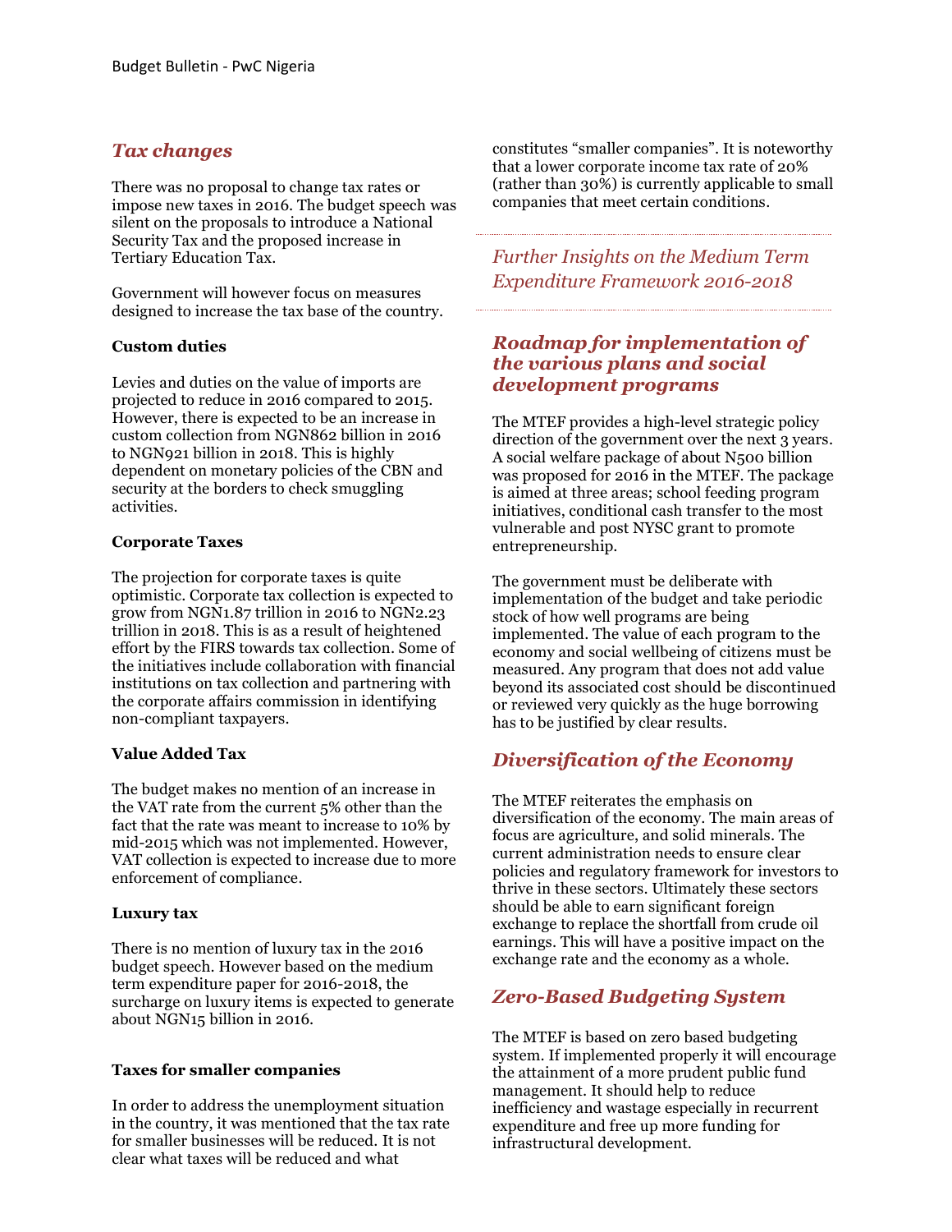## *Tax changes*

There was no proposal to change tax rates or impose new taxes in 2016. The budget speech was silent on the proposals to introduce a National Security Tax and the proposed increase in Tertiary Education Tax.

Government will however focus on measures designed to increase the tax base of the country.

**Custom duties**

Levies and duties on the value of imports are projected to reduce in 2016 compared to 2015. However, there is expected to be an increase in custom collection from NGN862 billion in 2016 to NGN921 billion in 2018. This is highly dependent on monetary policies of the CBN and security at the borders to check smuggling activities.

**Corporate Taxes**

The projection for corporate taxes is quite optimistic. Corporate tax collection is expected to grow from NGN1.87 trillion in 2016 to NGN2.23 trillion in 2018. This is as a result of heightened effort by the FIRS towards tax collection. Some of the initiatives include collaboration with financial institutions on tax collection and partnering with the corporate affairs commission in identifying non-compliant taxpayers.

**Value Added Tax**

The budget makes no mention of an increase in the VAT rate from the current 5% other than the fact that the rate was meant to increase to 10% by mid-2015 which was not implemented. However, VAT collection is expected to increase due to more enforcement of compliance.

**Luxury tax**

There is no mention of luxury tax in the 2016 budget speech. However based on the medium term expenditure paper for 2016-2018, the surcharge on luxury items is expected to generate about NGN15 billion in 2016.

**Taxes for smaller companies**

In order to address the unemployment situation in the country, it was mentioned that the tax rate for smaller businesses will be reduced. It is not clear what taxes will be reduced and what constitutes "smaller companies". It is noteworthy that a lower corporate income tax rate of 20% (rather than 30%) is currently applicable to small companies that meet certain conditions.

## *Further Insights on the Medium Term Expenditure Framework 2016-2018*

## ***Roadmap for implementation of the various plans and social development programs***

The MTEF provides a high-level strategic policy direction of the government over the next 3 years. A social welfare package of about N500 billion was proposed for 2016 in the MTEF. The package is aimed at three areas; school feeding program initiatives, conditional cash transfer to the most vulnerable and post NYSC grant to promote entrepreneurship.

The government must be deliberate with implementation of the budget and take periodic stock of how well programs are being implemented. The value of each program to the economy and social wellbeing of citizens must be measured. Any program that does not add value beyond its associated cost should be discontinued or reviewed very quickly as the huge borrowing has to be justified by clear results.

## *Diversification of the Economy*

The MTEF reiterates the emphasis on diversification of the economy. The main areas of focus are agriculture, and solid minerals. The current administration needs to ensure clear policies and regulatory framework for investors to thrive in these sectors. Ultimately these sectors should be able to earn significant foreign exchange to replace the shortfall from crude oil earnings. This will have a positive impact on the exchange rate and the economy as a whole.

## *Zero-Based Budgeting System*

The MTEF is based on zero based budgeting system. If implemented properly it will encourage the attainment of a more prudent public fund management. It should help to reduce inefficiency and wastage especially in recurrent expenditure and free up more funding for infrastructural development.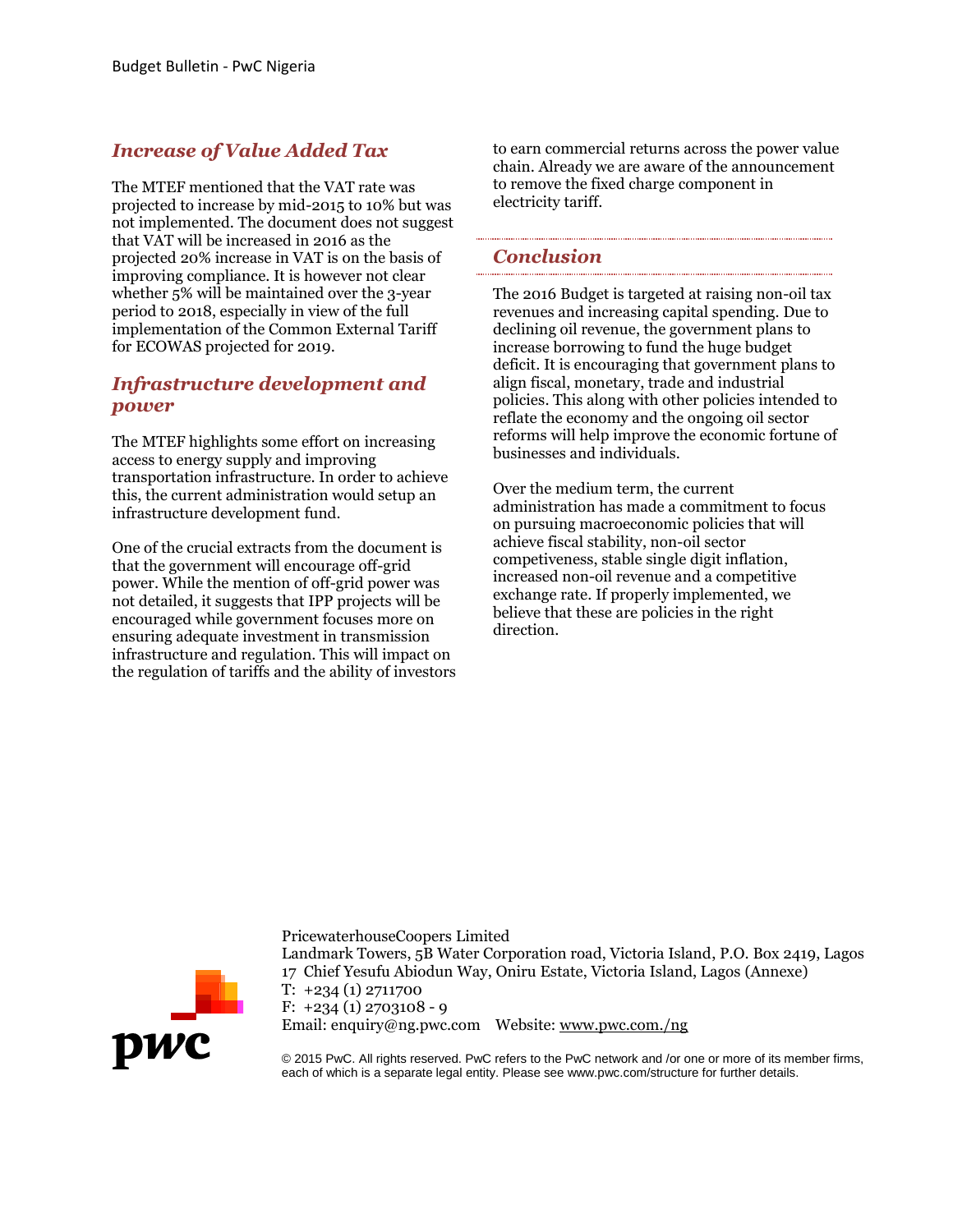## Increase of Value Added Tax

The MTEF mentioned that the VAT rate was projected to increase by mid-2015 to 10% but was not implemented. The document does not suggest that VAT will be increased in 2016 as the projected 20% increase in VAT is on the basis of improving compliance. It is however not clear whether 5% will be maintained over the 3-year period to 2018, especially in view of the full implementation of the Common External Tariff for ECOWAS projected for 2019.

## Infrastructure development and power

The MTEF highlights some effort on increasing access to energy supply and improving transportation infrastructure. In order to achieve this, the current administration would setup an infrastructure development fund.

One of the crucial extracts from the document is that the government will encourage off-grid power. While the mention of off-grid power was not detailed, it suggests that IPP projects will be encouraged while government focuses more on ensuring adequate investment in transmission infrastructure and regulation. This will impact on the regulation of tariffs and the ability of investors to earn commercial returns across the power value chain. Already we are aware of the announcement to remove the fixed charge component in electricity tariff.

## Conclusion

The 2016 Budget is targeted at raising non-oil tax revenues and increasing capital spending. Due to declining oil revenue, the government plans to increase borrowing to fund the huge budget deficit. It is encouraging that government plans to align fiscal, monetary, trade and industrial policies. This along with other policies intended to reflate the economy and the ongoing oil sector reforms will help improve the economic fortune of businesses and individuals.

Over the medium term, the current administration has made a commitment to focus on pursuing macroeconomic policies that will achieve fiscal stability, non-oil sector competiveness, stable single digit inflation, increased non-oil revenue and a competitive exchange rate. If properly implemented, we believe that these are policies in the right direction.

PricewaterhouseCoopers Limited
Landmark Towers, 5B Water Corporation road, Victoria Island, P.O. Box 2419, Lagos
17 Chief Yesufu Abiodun Way, Oniru Estate, Victoria Island, Lagos (Annexe)
T: +234 (1) 2711700
F: +234 (1) 2703108 - 9
Email: enquiry@ng.pwc.com Website: www.pwc.com./ng

© 2015 PwC. All rights reserved. PwC refers to the PwC network and /or one or more of its member firms, each of which is a separate legal entity. Please see www.pwc.com/structure for further details.